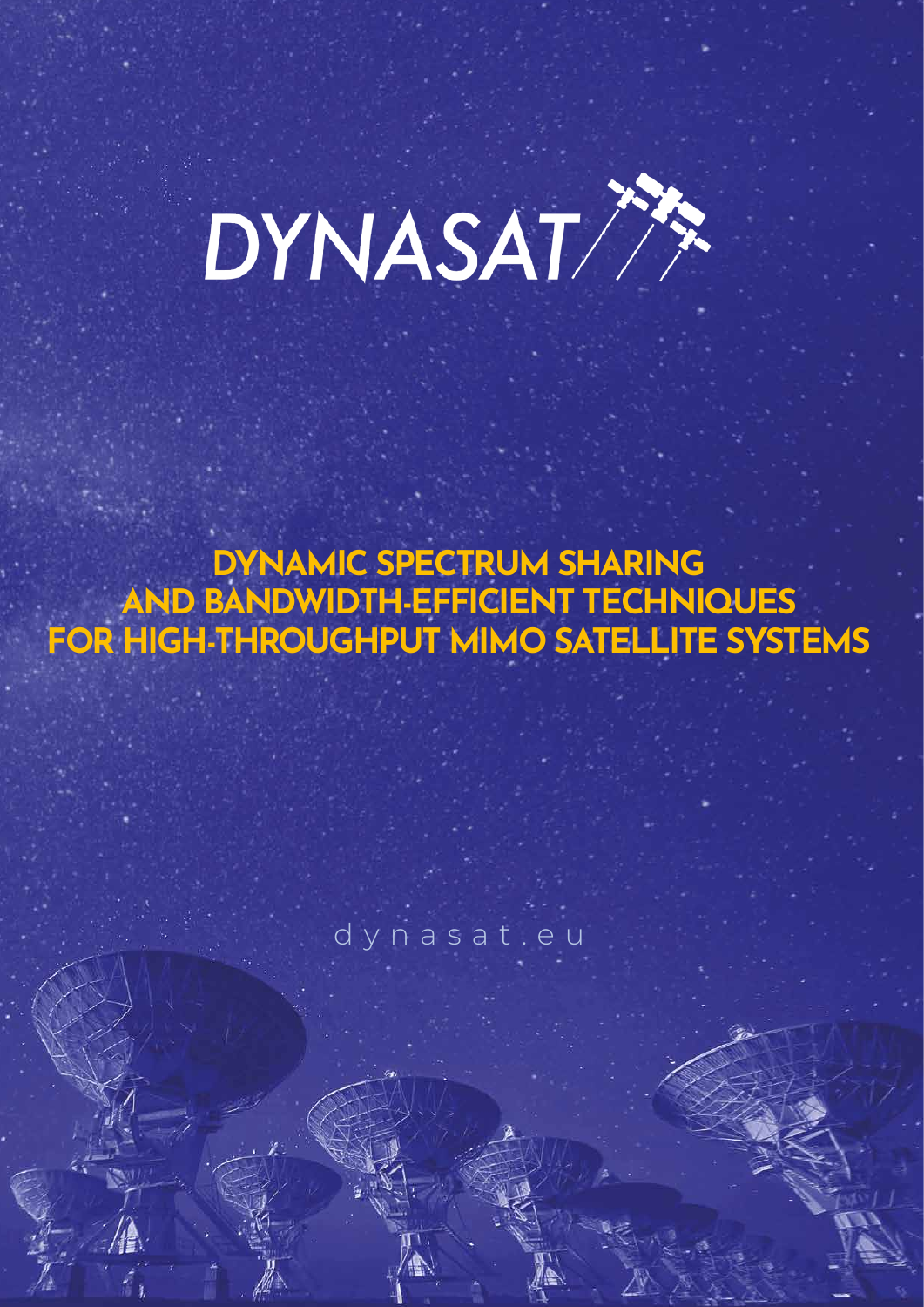# DYNASAT

## DYNAMIC SPECTRUM SHARING AND BANDWIDTH-EFFICIENT TECHNIQUES FOR HIGH-THROUGHPUT MIMO SATELLITE SYSTEMS

dynasat.eu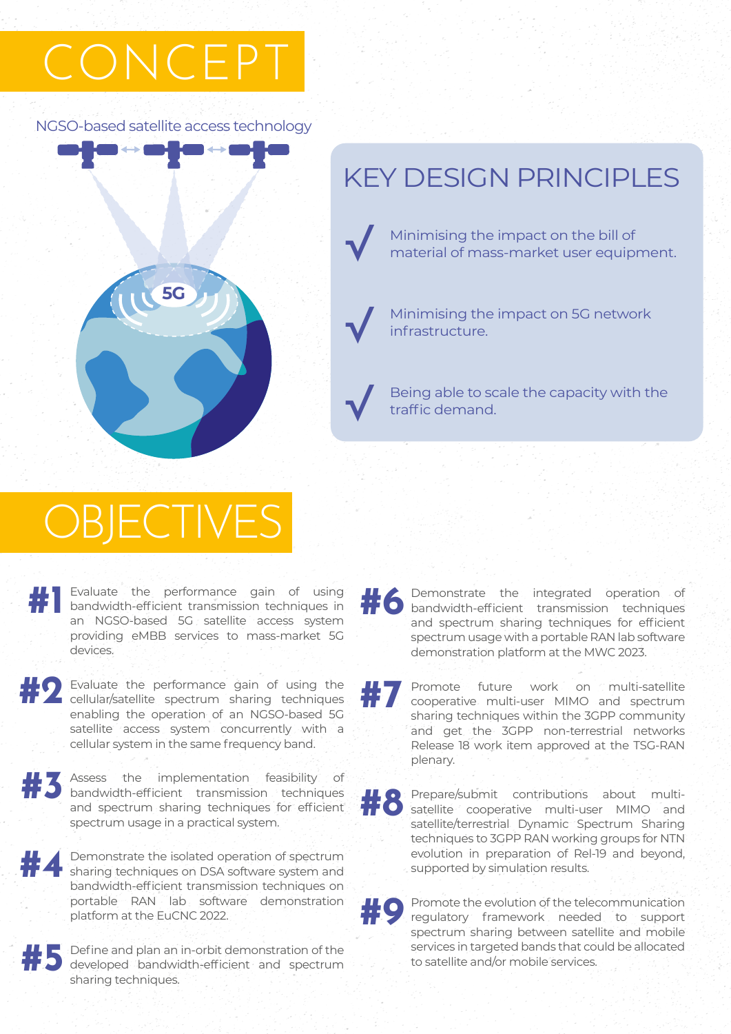# CONCEPT

NGSO-based satellite access technology

5G

## KEY DESIGN PRINCIPLES

- Minimising the impact on the bill of material of mass-market user equipment.
- Minimising the impact on 5G network infrastructure.
- Being able to scale the capacity with the traffic demand.

# OBJECTIVES

**#1** Evaluate the performance gain of using bandwidth-efficient transmission techniques in an NGSO-based 5G satellite access system providing eMBB services to mass-market 5G devices.

**#2** Evaluate the performance gain of using the cellular/satellite spectrum sharing techniques enabling the operation of an NGSO-based 5G satellite access system concurrently with a cellular system in the same frequency band.

**#3** Assess the implementation feasibility of bandwidth-efficient transmission techniques and spectrum sharing techniques for efficient spectrum usage in a practical system.

**#4** Demonstrate the isolated operation of spectrum sharing techniques on DSA software system and bandwidth-efficient transmission techniques on portable RAN lab software demonstration platform at the EuCNC 2022.

**#5** Define and plan an in-orbit demonstration of the developed bandwidth-efficient and spectrum sharing techniques.

**#6** Demonstrate the integrated operation of bandwidth-efficient transmission techniques and spectrum sharing techniques for efficient spectrum usage with a portable RAN lab software demonstration platform at the MWC 2023.

**#7** Promote future work on multi-satellite cooperative multi-user MIMO and spectrum sharing techniques within the 3GPP community and get the 3GPP non-terrestrial networks Release 18 work item approved at the TSG-RAN plenary.

**#8** Prepare/submit contributions about multi-satellite cooperative multi-user MIMO and satellite/terrestrial Dynamic Spectrum Sharing techniques to 3GPP RAN working groups for NTN evolution in preparation of Rel-19 and beyond, supported by simulation results.

**#9** Promote the evolution of the telecommunication regulatory framework needed to support spectrum sharing between satellite and mobile services in targeted bands that could be allocated to satellite and/or mobile services.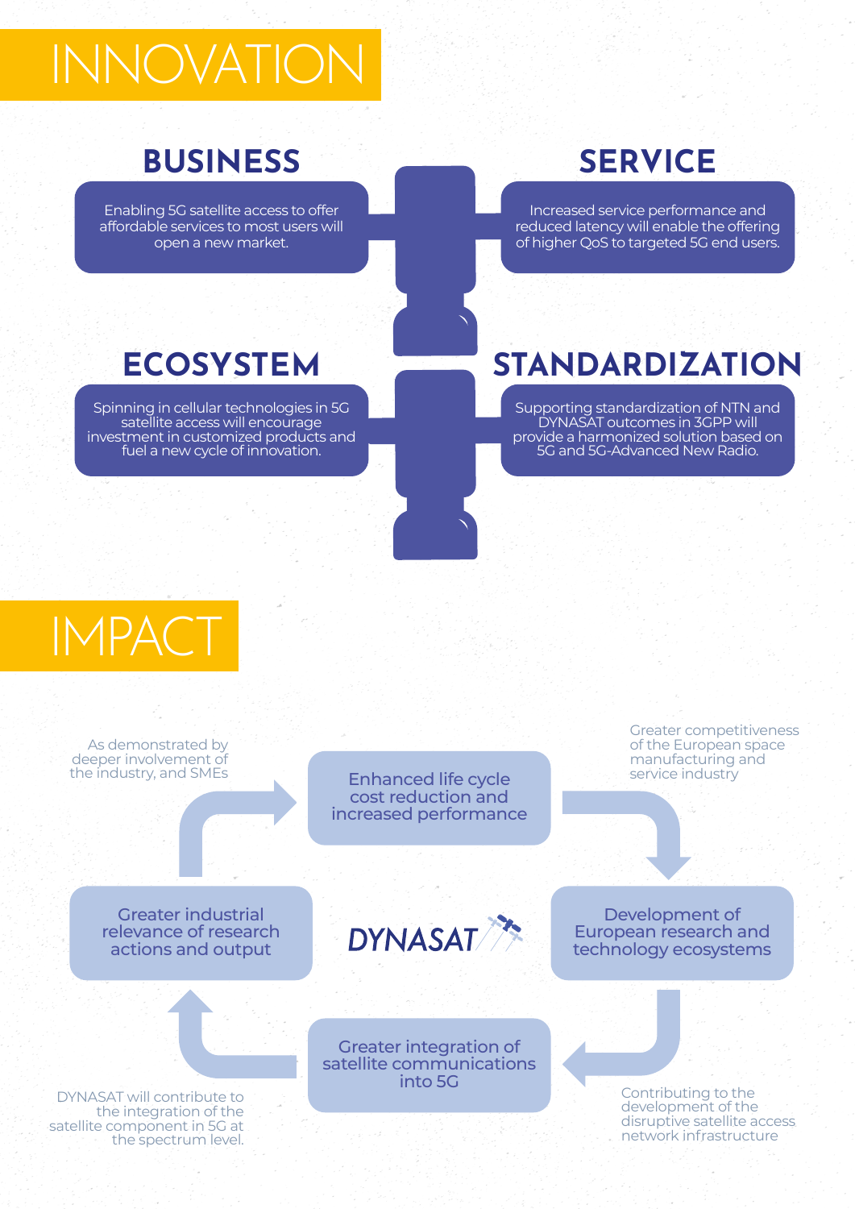# INNOVATION

### BUSINESS

Enabling 5G satellite access to offer affordable services to most users will open a new market.

### SERVICE

Increased service performance and reduced latency will enable the offering of higher QoS to targeted 5G end users.

### ECOSYSTEM

Spinning in cellular technologies in 5G satellite access will encourage investment in customized products and fuel a new cycle of innovation.

### STANDARDIZATION

Supporting standardization of NTN and DYNASAT outcomes in 3GPP will provide a harmonized solution based on 5G and 5G-Advanced New Radio.

# IMPACT

**Enhanced life cycle cost reduction and increased performance**

Greater competitiveness of the European space manufacturing and service industry

**Development of European research and technology ecosystems**

Contributing to the development of the disruptive satellite access network infrastructure

**Greater integration of satellite communications into 5G**

DYNASAT will contribute to the integration of the satellite component in 5G at the spectrum level.

**Greater industrial relevance of research actions and output**

As demonstrated by deeper involvement of the industry, and SMEs

DYNASAT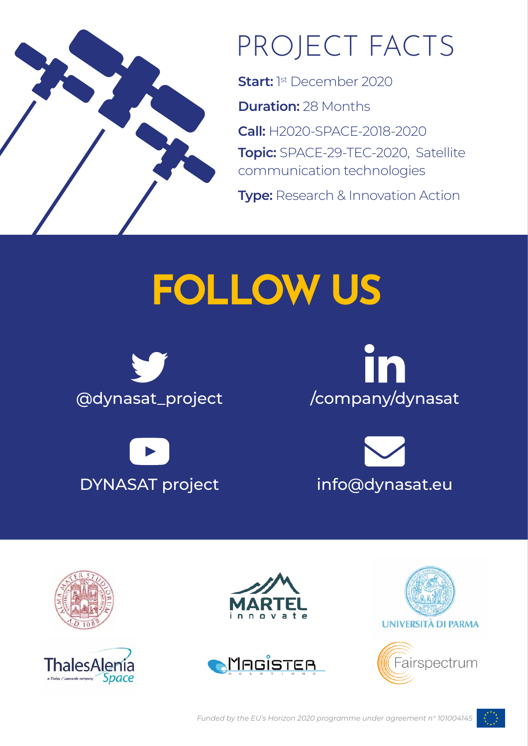# PROJECT FACTS

**Start:** 1st December 2020

**Duration:** 28 Months

**Call:** H2020-SPACE-2018-2020

**Topic:** SPACE-29-TEC-2020, Satellite communication technologies

**Type:** Research & Innovation Action

# FOLLOW US

@dynasat_project

/company/dynasat

DYNASAT project

info@dynasat.eu

*Funded by the EU's Horizon 2020 programme under agreement n° 101004145*